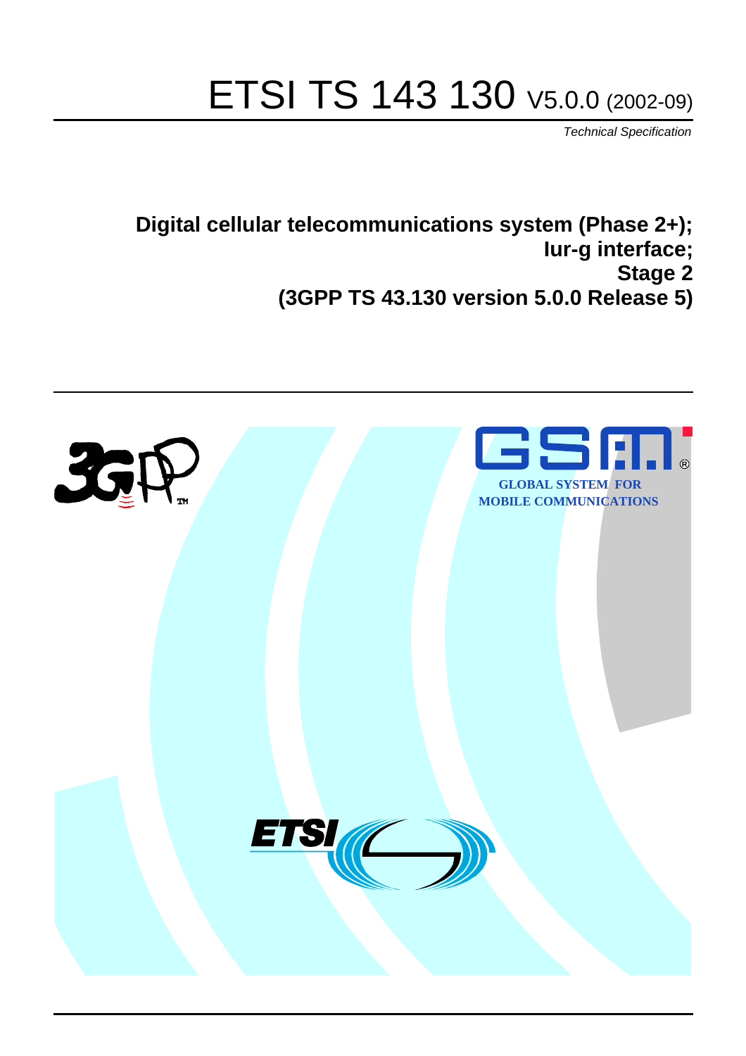# ETSI TS 143 130 V5.0.0 (2002-09)

*Technical Specification*

**Digital cellular telecommunications system (Phase 2+);**
**Iur-g interface;**
**Stage 2**
**(3GPP TS 43.130 version 5.0.0 Release 5)**

GLOBAL SYSTEM FOR MOBILE COMMUNICATIONS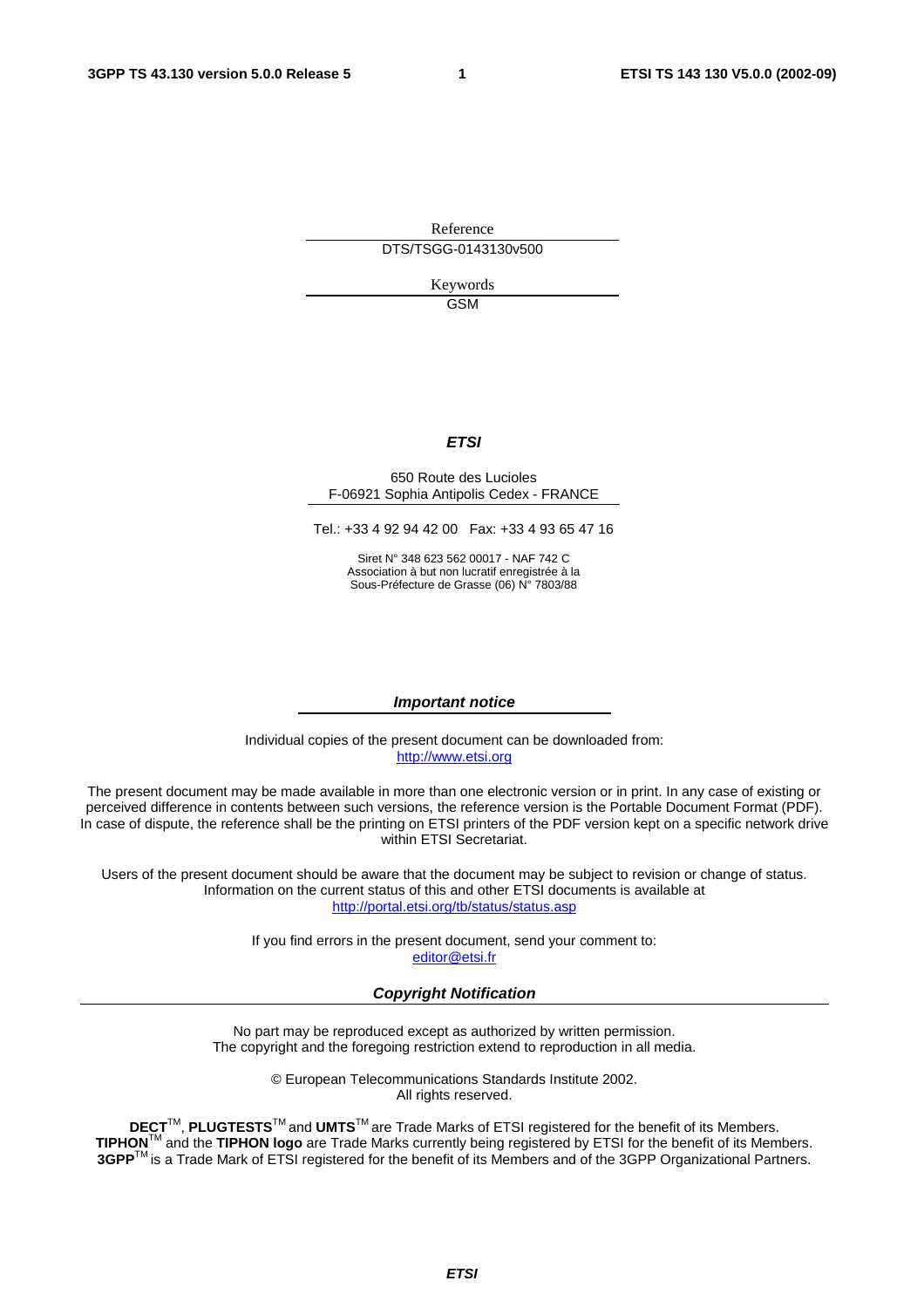Reference

DTS/TSGG-0143130v500

Keywords

GSM

***ETSI***

650 Route des Lucioles
F-06921 Sophia Antipolis Cedex - FRANCE

Tel.: +33 4 92 94 42 00 Fax: +33 4 93 65 47 16

Siret N° 348 623 562 00017 - NAF 742 C
Association à but non lucratif enregistrée à la
Sous-Préfecture de Grasse (06) N° 7803/88

***Important notice***

Individual copies of the present document can be downloaded from:
http://www.etsi.org

The present document may be made available in more than one electronic version or in print. In any case of existing or perceived difference in contents between such versions, the reference version is the Portable Document Format (PDF). In case of dispute, the reference shall be the printing on ETSI printers of the PDF version kept on a specific network drive within ETSI Secretariat.

Users of the present document should be aware that the document may be subject to revision or change of status. Information on the current status of this and other ETSI documents is available at
http://portal.etsi.org/tb/status/status.asp

If you find errors in the present document, send your comment to:
editor@etsi.fr

***Copyright Notification***

No part may be reproduced except as authorized by written permission.
The copyright and the foregoing restriction extend to reproduction in all media.

© European Telecommunications Standards Institute 2002.
All rights reserved.

**DECT**TM, **PLUGTESTS**TM and **UMTS**TM are Trade Marks of ETSI registered for the benefit of its Members.
**TIPHON**TM and the **TIPHON logo** are Trade Marks currently being registered by ETSI for the benefit of its Members.
**3GPP**TM is a Trade Mark of ETSI registered for the benefit of its Members and of the 3GPP Organizational Partners.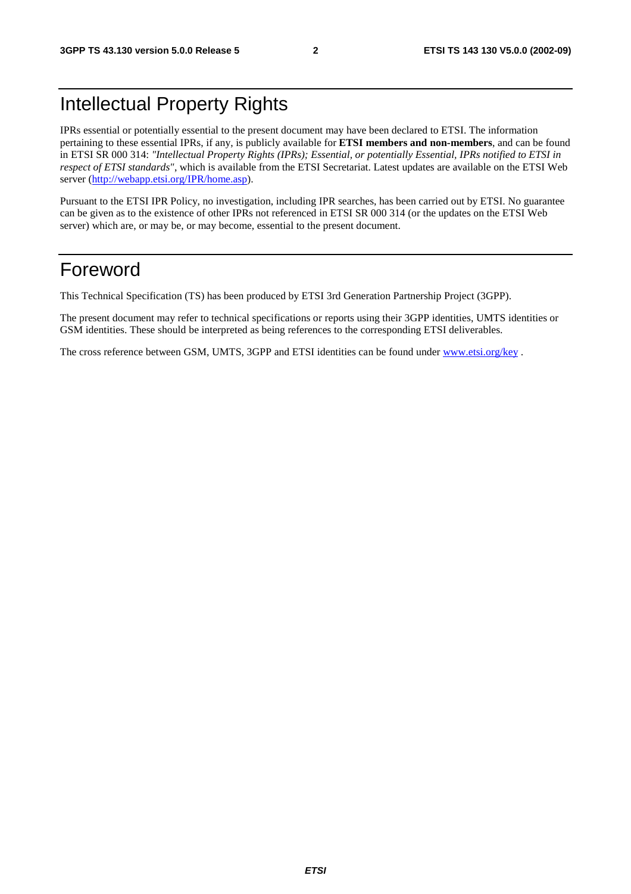# Intellectual Property Rights

IPRs essential or potentially essential to the present document may have been declared to ETSI. The information pertaining to these essential IPRs, if any, is publicly available for **ETSI members and non-members**, and can be found in ETSI SR 000 314: *"Intellectual Property Rights (IPRs); Essential, or potentially Essential, IPRs notified to ETSI in respect of ETSI standards"*, which is available from the ETSI Secretariat. Latest updates are available on the ETSI Web server (http://webapp.etsi.org/IPR/home.asp).

Pursuant to the ETSI IPR Policy, no investigation, including IPR searches, has been carried out by ETSI. No guarantee can be given as to the existence of other IPRs not referenced in ETSI SR 000 314 (or the updates on the ETSI Web server) which are, or may be, or may become, essential to the present document.

# Foreword

This Technical Specification (TS) has been produced by ETSI 3rd Generation Partnership Project (3GPP).

The present document may refer to technical specifications or reports using their 3GPP identities, UMTS identities or GSM identities. These should be interpreted as being references to the corresponding ETSI deliverables.

The cross reference between GSM, UMTS, 3GPP and ETSI identities can be found under www.etsi.org/key .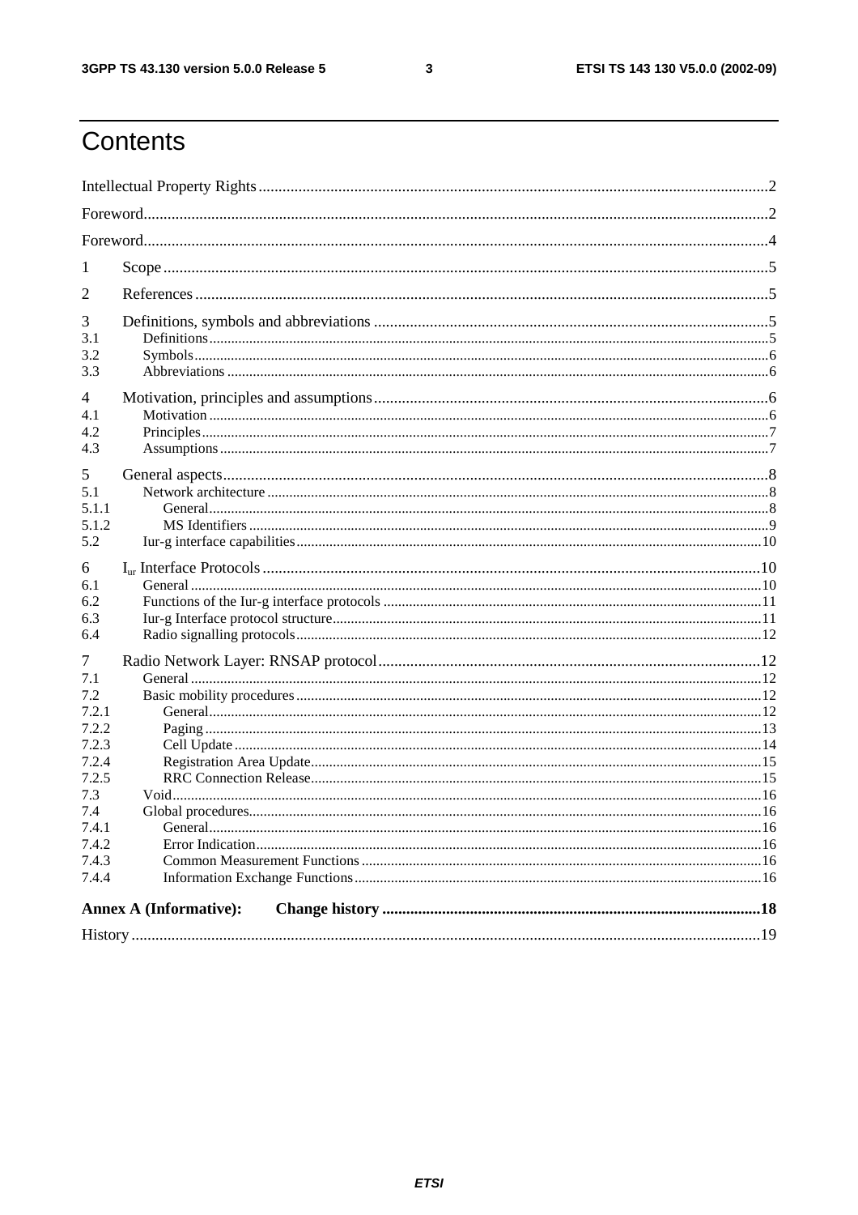# Contents

Intellectual Property Rights........................................................................................................................2

Foreword.....................................................................................................................................................2

Foreword.....................................................................................................................................................4

1 Scope.......................................................................................................................................................5

2 References...............................................................................................................................................5

3 Definitions, symbols and abbreviations ..................................................................................................5
3.1 Definitions.............................................................................................................................................5
3.2 Symbols.................................................................................................................................................6
3.3 Abbreviations ........................................................................................................................................6

4 Motivation, principles and assumptions..................................................................................................6
4.1 Motivation .............................................................................................................................................6
4.2 Principles...............................................................................................................................................7
4.3 Assumptions..........................................................................................................................................7

5 General aspects........................................................................................................................................8
5.1 Network architecture .............................................................................................................................8
5.1.1 General..............................................................................................................................................8
5.1.2 MS Identifiers ...................................................................................................................................9
5.2 Iur-g interface capabilities...................................................................................................................10

6 $I_{ur}$ Interface Protocols ..........................................................................................................................10
6.1 General ...............................................................................................................................................10
6.2 Functions of the Iur-g interface protocols ...........................................................................................11
6.3 Iur-g Interface protocol structure.........................................................................................................11
6.4 Radio signalling protocols...................................................................................................................12

7 Radio Network Layer: RNSAP protocol...............................................................................................12
7.1 General ...............................................................................................................................................12
7.2 Basic mobility procedures ...................................................................................................................12
7.2.1 General............................................................................................................................................12
7.2.2 Paging .............................................................................................................................................13
7.2.3 Cell Update .....................................................................................................................................14
7.2.4 Registration Area Update................................................................................................................15
7.2.5 RRC Connection Release................................................................................................................15
7.3 Void.....................................................................................................................................................16
7.4 Global procedures................................................................................................................................16
7.4.1 General............................................................................................................................................16
7.4.2 Error Indication...............................................................................................................................16
7.4.3 Common Measurement Functions ..................................................................................................16
7.4.4 Information Exchange Functions....................................................................................................16

**Annex A (Informative): Change history ..............................................................................................18**

History.......................................................................................................................................................19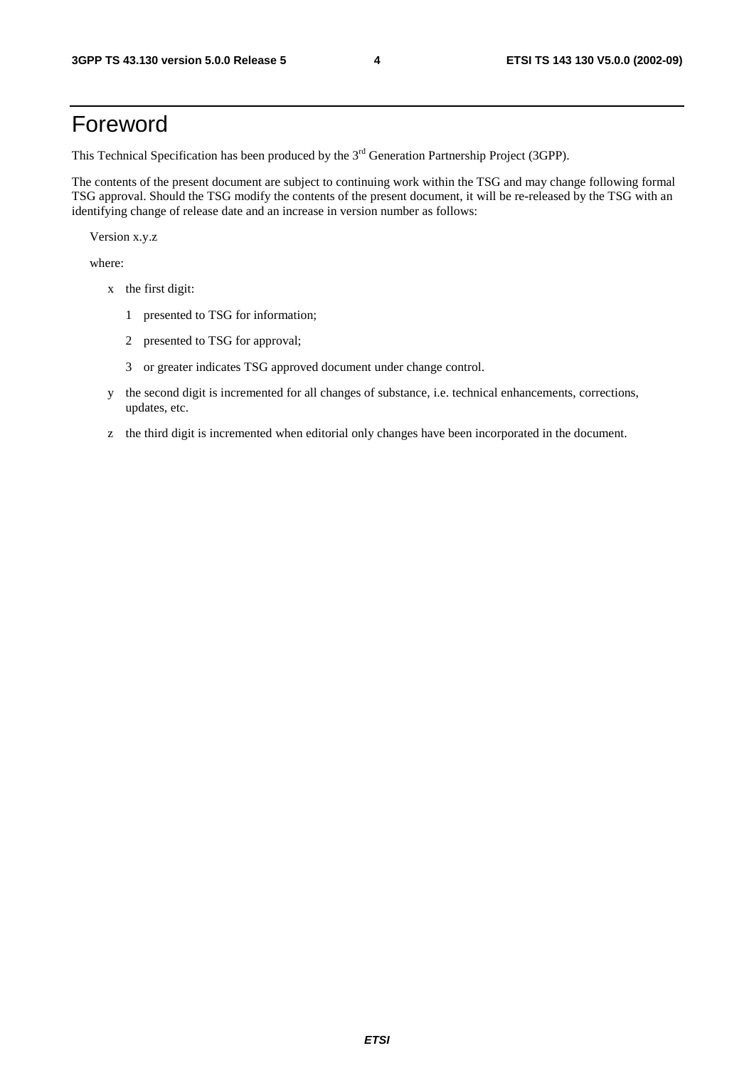# Foreword

This Technical Specification has been produced by the 3rd Generation Partnership Project (3GPP).

The contents of the present document are subject to continuing work within the TSG and may change following formal TSG approval. Should the TSG modify the contents of the present document, it will be re-released by the TSG with an identifying change of release date and an increase in version number as follows:

Version x.y.z

where:

- x the first digit:
  - 1 presented to TSG for information;
  - 2 presented to TSG for approval;
  - 3 or greater indicates TSG approved document under change control.
- y the second digit is incremented for all changes of substance, i.e. technical enhancements, corrections, updates, etc.
- z the third digit is incremented when editorial only changes have been incorporated in the document.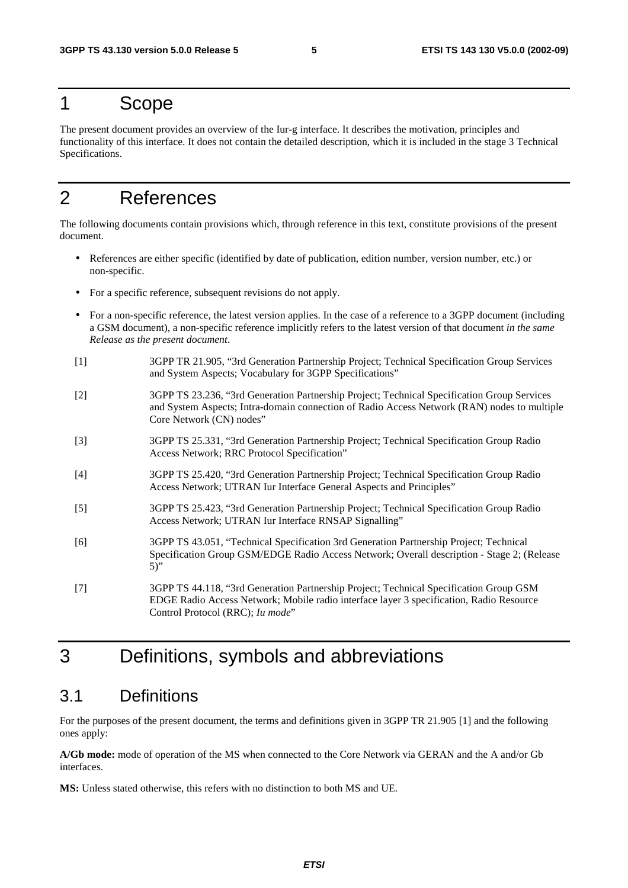# 1 Scope

The present document provides an overview of the Iur-g interface. It describes the motivation, principles and functionality of this interface. It does not contain the detailed description, which it is included in the stage 3 Technical Specifications.

# 2 References

The following documents contain provisions which, through reference in this text, constitute provisions of the present document.

- References are either specific (identified by date of publication, edition number, version number, etc.) or non-specific.
- For a specific reference, subsequent revisions do not apply.
- For a non-specific reference, the latest version applies. In the case of a reference to a 3GPP document (including a GSM document), a non-specific reference implicitly refers to the latest version of that document *in the same Release as the present document*.

[1] 3GPP TR 21.905, “3rd Generation Partnership Project; Technical Specification Group Services and System Aspects; Vocabulary for 3GPP Specifications”

[2] 3GPP TS 23.236, “3rd Generation Partnership Project; Technical Specification Group Services and System Aspects; Intra-domain connection of Radio Access Network (RAN) nodes to multiple Core Network (CN) nodes”

[3] 3GPP TS 25.331, “3rd Generation Partnership Project; Technical Specification Group Radio Access Network; RRC Protocol Specification”

[4] 3GPP TS 25.420, “3rd Generation Partnership Project; Technical Specification Group Radio Access Network; UTRAN Iur Interface General Aspects and Principles”

[5] 3GPP TS 25.423, “3rd Generation Partnership Project; Technical Specification Group Radio Access Network; UTRAN Iur Interface RNSAP Signalling”

[6] 3GPP TS 43.051, “Technical Specification 3rd Generation Partnership Project; Technical Specification Group GSM/EDGE Radio Access Network; Overall description - Stage 2; (Release 5)”

[7] 3GPP TS 44.118, “3rd Generation Partnership Project; Technical Specification Group GSM EDGE Radio Access Network; Mobile radio interface layer 3 specification, Radio Resource Control Protocol (RRC); *Iu mode*”

# 3 Definitions, symbols and abbreviations

## 3.1 Definitions

For the purposes of the present document, the terms and definitions given in 3GPP TR 21.905 [1] and the following ones apply:

**A/Gb mode:** mode of operation of the MS when connected to the Core Network via GERAN and the A and/or Gb interfaces.

**MS:** Unless stated otherwise, this refers with no distinction to both MS and UE.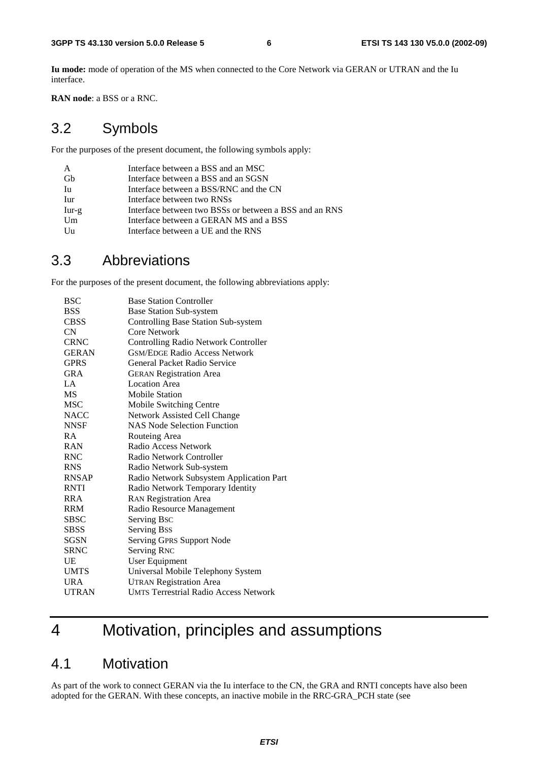**Iu mode:** mode of operation of the MS when connected to the Core Network via GERAN or UTRAN and the Iu interface.

**RAN node**: a BSS or a RNC.

## 3.2 Symbols

For the purposes of the present document, the following symbols apply:

| | |
|---|---|
| A | Interface between a BSS and an MSC |
| Gb | Interface between a BSS and an SGSN |
| Iu | Interface between a BSS/RNC and the CN |
| Iur | Interface between two RNSs |
| Iur-g | Interface between two BSSs or between a BSS and an RNS |
| Um | Interface between a GERAN MS and a BSS |
| Uu | Interface between a UE and the RNS |

## 3.3 Abbreviations

For the purposes of the present document, the following abbreviations apply:

| | |
|---|---|
| BSC | Base Station Controller |
| BSS | Base Station Sub-system |
| CBSS | Controlling Base Station Sub-system |
| CN | Core Network |
| CRNC | Controlling Radio Network Controller |
| GERAN | GSM/EDGE Radio Access Network |
| GPRS | General Packet Radio Service |
| GRA | GERAN Registration Area |
| LA | Location Area |
| MS | Mobile Station |
| MSC | Mobile Switching Centre |
| NACC | Network Assisted Cell Change |
| NNSF | NAS Node Selection Function |
| RA | Routeing Area |
| RAN | Radio Access Network |
| RNC | Radio Network Controller |
| RNS | Radio Network Sub-system |
| RNSAP | Radio Network Subsystem Application Part |
| RNTI | Radio Network Temporary Identity |
| RRA | RAN Registration Area |
| RRM | Radio Resource Management |
| SBSC | Serving BSC |
| SBSS | Serving BSS |
| SGSN | Serving GPRS Support Node |
| SRNC | Serving RNC |
| UE | User Equipment |
| UMTS | Universal Mobile Telephony System |
| URA | UTRAN Registration Area |
| UTRAN | UMTS Terrestrial Radio Access Network |

# 4 Motivation, principles and assumptions

## 4.1 Motivation

As part of the work to connect GERAN via the Iu interface to the CN, the GRA and RNTI concepts have also been adopted for the GERAN. With these concepts, an inactive mobile in the RRC-GRA_PCH state (see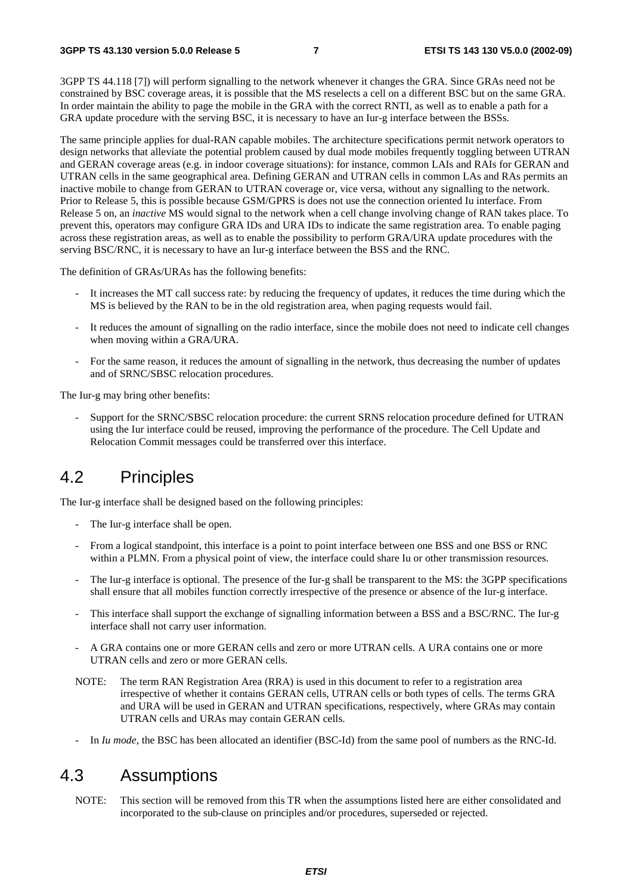3GPP TS 44.118 [7]) will perform signalling to the network whenever it changes the GRA. Since GRAs need not be constrained by BSC coverage areas, it is possible that the MS reselects a cell on a different BSC but on the same GRA. In order maintain the ability to page the mobile in the GRA with the correct RNTI, as well as to enable a path for a GRA update procedure with the serving BSC, it is necessary to have an Iur-g interface between the BSSs.

The same principle applies for dual-RAN capable mobiles. The architecture specifications permit network operators to design networks that alleviate the potential problem caused by dual mode mobiles frequently toggling between UTRAN and GERAN coverage areas (e.g. in indoor coverage situations): for instance, common LAIs and RAIs for GERAN and UTRAN cells in the same geographical area. Defining GERAN and UTRAN cells in common LAs and RAs permits an inactive mobile to change from GERAN to UTRAN coverage or, vice versa, without any signalling to the network. Prior to Release 5, this is possible because GSM/GPRS is does not use the connection oriented Iu interface. From Release 5 on, an *inactive* MS would signal to the network when a cell change involving change of RAN takes place. To prevent this, operators may configure GRA IDs and URA IDs to indicate the same registration area. To enable paging across these registration areas, as well as to enable the possibility to perform GRA/URA update procedures with the serving BSC/RNC, it is necessary to have an Iur-g interface between the BSS and the RNC.

The definition of GRAs/URAs has the following benefits:

- It increases the MT call success rate: by reducing the frequency of updates, it reduces the time during which the MS is believed by the RAN to be in the old registration area, when paging requests would fail.
- It reduces the amount of signalling on the radio interface, since the mobile does not need to indicate cell changes when moving within a GRA/URA.
- For the same reason, it reduces the amount of signalling in the network, thus decreasing the number of updates and of SRNC/SBSC relocation procedures.

The Iur-g may bring other benefits:

- Support for the SRNC/SBSC relocation procedure: the current SRNS relocation procedure defined for UTRAN using the Iur interface could be reused, improving the performance of the procedure. The Cell Update and Relocation Commit messages could be transferred over this interface.

## 4.2 Principles

The Iur-g interface shall be designed based on the following principles:

- The Iur-g interface shall be open.
- From a logical standpoint, this interface is a point to point interface between one BSS and one BSS or RNC within a PLMN. From a physical point of view, the interface could share Iu or other transmission resources.
- The Iur-g interface is optional. The presence of the Iur-g shall be transparent to the MS: the 3GPP specifications shall ensure that all mobiles function correctly irrespective of the presence or absence of the Iur-g interface.
- This interface shall support the exchange of signalling information between a BSS and a BSC/RNC. The Iur-g interface shall not carry user information.
- A GRA contains one or more GERAN cells and zero or more UTRAN cells. A URA contains one or more UTRAN cells and zero or more GERAN cells.

NOTE: The term RAN Registration Area (RRA) is used in this document to refer to a registration area irrespective of whether it contains GERAN cells, UTRAN cells or both types of cells. The terms GRA and URA will be used in GERAN and UTRAN specifications, respectively, where GRAs may contain UTRAN cells and URAs may contain GERAN cells.

- In *Iu mode*, the BSC has been allocated an identifier (BSC-Id) from the same pool of numbers as the RNC-Id.

## 4.3 Assumptions

NOTE: This section will be removed from this TR when the assumptions listed here are either consolidated and incorporated to the sub-clause on principles and/or procedures, superseded or rejected.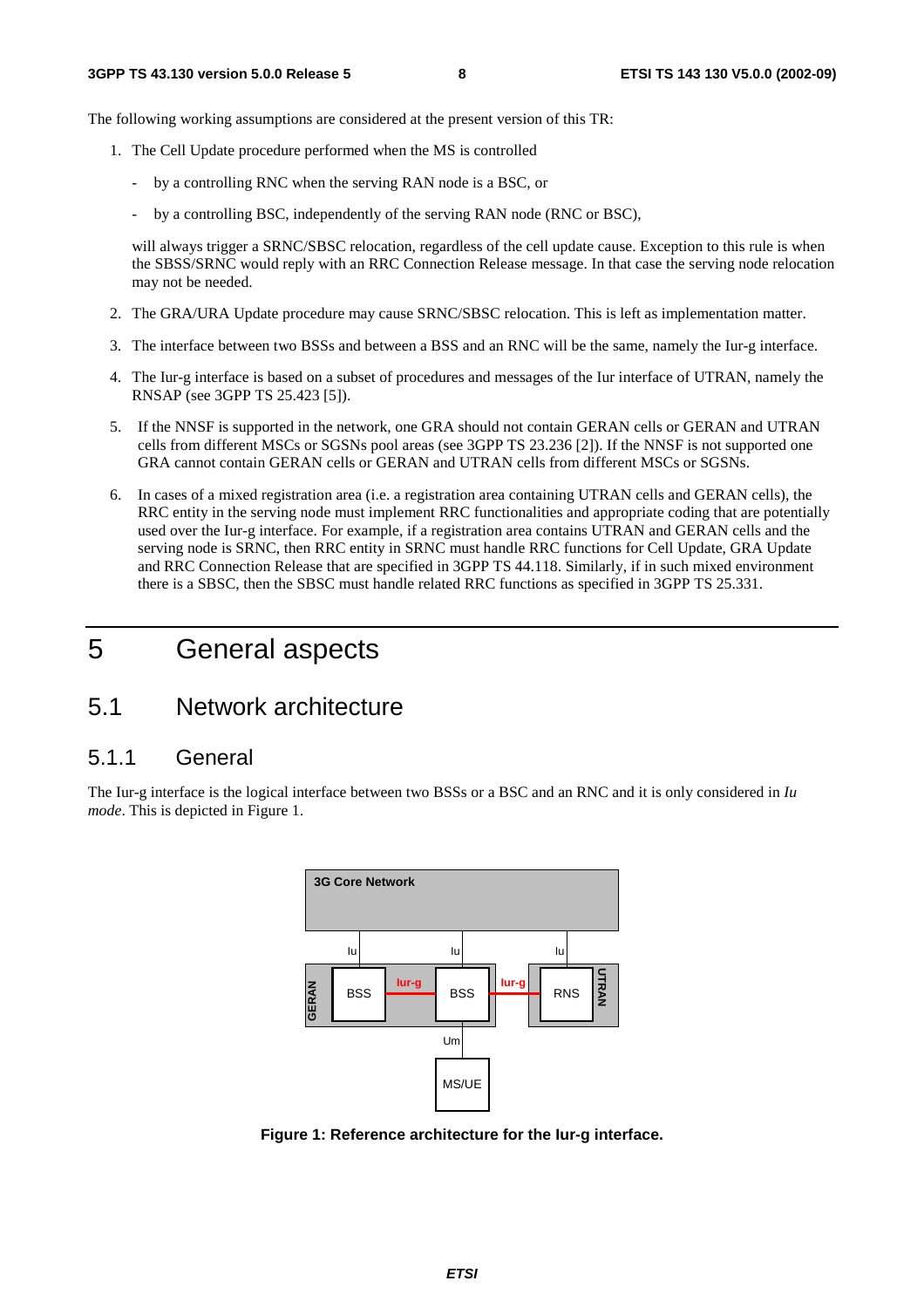The following working assumptions are considered at the present version of this TR:

1. The Cell Update procedure performed when the MS is controlled

   - by a controlling RNC when the serving RAN node is a BSC, or

   - by a controlling BSC, independently of the serving RAN node (RNC or BSC),

   will always trigger a SRNC/SBSC relocation, regardless of the cell update cause. Exception to this rule is when the SBSS/SRNC would reply with an RRC Connection Release message. In that case the serving node relocation may not be needed.

2. The GRA/URA Update procedure may cause SRNC/SBSC relocation. This is left as implementation matter.

3. The interface between two BSSs and between a BSS and an RNC will be the same, namely the Iur-g interface.

4. The Iur-g interface is based on a subset of procedures and messages of the Iur interface of UTRAN, namely the RNSAP (see 3GPP TS 25.423 [5]).

5. If the NNSF is supported in the network, one GRA should not contain GERAN cells or GERAN and UTRAN cells from different MSCs or SGSNs pool areas (see 3GPP TS 23.236 [2]). If the NNSF is not supported one GRA cannot contain GERAN cells or GERAN and UTRAN cells from different MSCs or SGSNs.

6. In cases of a mixed registration area (i.e. a registration area containing UTRAN cells and GERAN cells), the RRC entity in the serving node must implement RRC functionalities and appropriate coding that are potentially used over the Iur-g interface. For example, if a registration area contains UTRAN and GERAN cells and the serving node is SRNC, then RRC entity in SRNC must handle RRC functions for Cell Update, GRA Update and RRC Connection Release that are specified in 3GPP TS 44.118. Similarly, if in such mixed environment there is a SBSC, then the SBSC must handle related RRC functions as specified in 3GPP TS 25.331.

# 5 General aspects

## 5.1 Network architecture

### 5.1.1 General

The Iur-g interface is the logical interface between two BSSs or a BSC and an RNC and it is only considered in *Iu mode*. This is depicted in Figure 1.

**Figure 1: Reference architecture for the Iur-g interface.**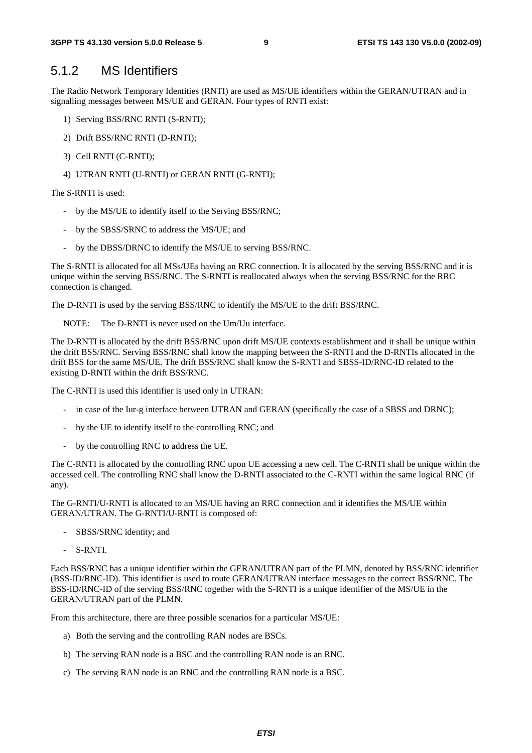### 5.1.2 MS Identifiers

The Radio Network Temporary Identities (RNTI) are used as MS/UE identifiers within the GERAN/UTRAN and in signalling messages between MS/UE and GERAN. Four types of RNTI exist:

1) Serving BSS/RNC RNTI (S-RNTI);
2) Drift BSS/RNC RNTI (D-RNTI);
3) Cell RNTI (C-RNTI);
4) UTRAN RNTI (U-RNTI) or GERAN RNTI (G-RNTI);

The S-RNTI is used:

- by the MS/UE to identify itself to the Serving BSS/RNC;
- by the SBSS/SRNC to address the MS/UE; and
- by the DBSS/DRNC to identify the MS/UE to serving BSS/RNC.

The S-RNTI is allocated for all MSs/UEs having an RRC connection. It is allocated by the serving BSS/RNC and it is unique within the serving BSS/RNC. The S-RNTI is reallocated always when the serving BSS/RNC for the RRC connection is changed.

The D-RNTI is used by the serving BSS/RNC to identify the MS/UE to the drift BSS/RNC.

NOTE: The D-RNTI is never used on the Um/Uu interface.

The D-RNTI is allocated by the drift BSS/RNC upon drift MS/UE contexts establishment and it shall be unique within the drift BSS/RNC. Serving BSS/RNC shall know the mapping between the S-RNTI and the D-RNTIs allocated in the drift BSS for the same MS/UE. The drift BSS/RNC shall know the S-RNTI and SBSS-ID/RNC-ID related to the existing D-RNTI within the drift BSS/RNC.

The C-RNTI is used this identifier is used only in UTRAN:

- in case of the Iur-g interface between UTRAN and GERAN (specifically the case of a SBSS and DRNC);
- by the UE to identify itself to the controlling RNC; and
- by the controlling RNC to address the UE.

The C-RNTI is allocated by the controlling RNC upon UE accessing a new cell. The C-RNTI shall be unique within the accessed cell. The controlling RNC shall know the D-RNTI associated to the C-RNTI within the same logical RNC (if any).

The G-RNTI/U-RNTI is allocated to an MS/UE having an RRC connection and it identifies the MS/UE within GERAN/UTRAN. The G-RNTI/U-RNTI is composed of:

- SBSS/SRNC identity; and
- S-RNTI.

Each BSS/RNC has a unique identifier within the GERAN/UTRAN part of the PLMN, denoted by BSS/RNC identifier (BSS-ID/RNC-ID). This identifier is used to route GERAN/UTRAN interface messages to the correct BSS/RNC. The BSS-ID/RNC-ID of the serving BSS/RNC together with the S-RNTI is a unique identifier of the MS/UE in the GERAN/UTRAN part of the PLMN.

From this architecture, there are three possible scenarios for a particular MS/UE:

a) Both the serving and the controlling RAN nodes are BSCs.
b) The serving RAN node is a BSC and the controlling RAN node is an RNC.
c) The serving RAN node is an RNC and the controlling RAN node is a BSC.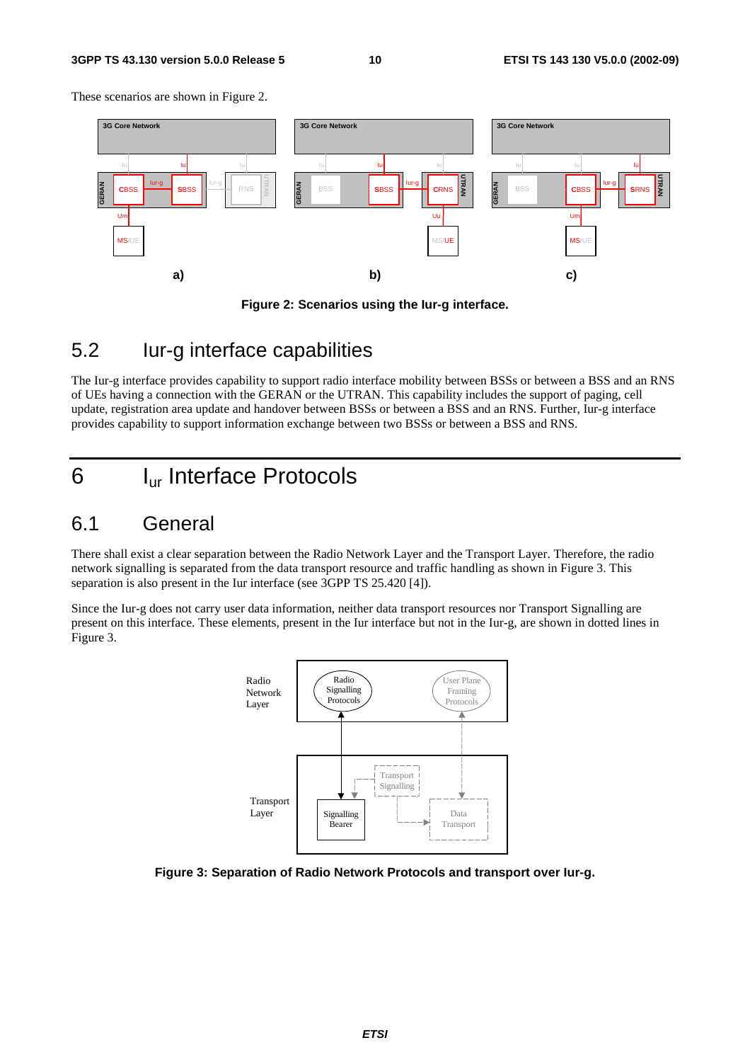These scenarios are shown in Figure 2.

**Figure 2: Scenarios using the Iur-g interface.**

## 5.2 Iur-g interface capabilities

The Iur-g interface provides capability to support radio interface mobility between BSSs or between a BSS and an RNS of UEs having a connection with the GERAN or the UTRAN. This capability includes the support of paging, cell update, registration area update and handover between BSSs or between a BSS and an RNS. Further, Iur-g interface provides capability to support information exchange between two BSSs or between a BSS and RNS.

# 6 $I_{ur}$ Interface Protocols

## 6.1 General

There shall exist a clear separation between the Radio Network Layer and the Transport Layer. Therefore, the radio network signalling is separated from the data transport resource and traffic handling as shown in Figure 3. This separation is also present in the Iur interface (see 3GPP TS 25.420 [4]).

Since the Iur-g does not carry user data information, neither data transport resources nor Transport Signalling are present on this interface. These elements, present in the Iur interface but not in the Iur-g, are shown in dotted lines in Figure 3.

**Figure 3: Separation of Radio Network Protocols and transport over Iur-g.**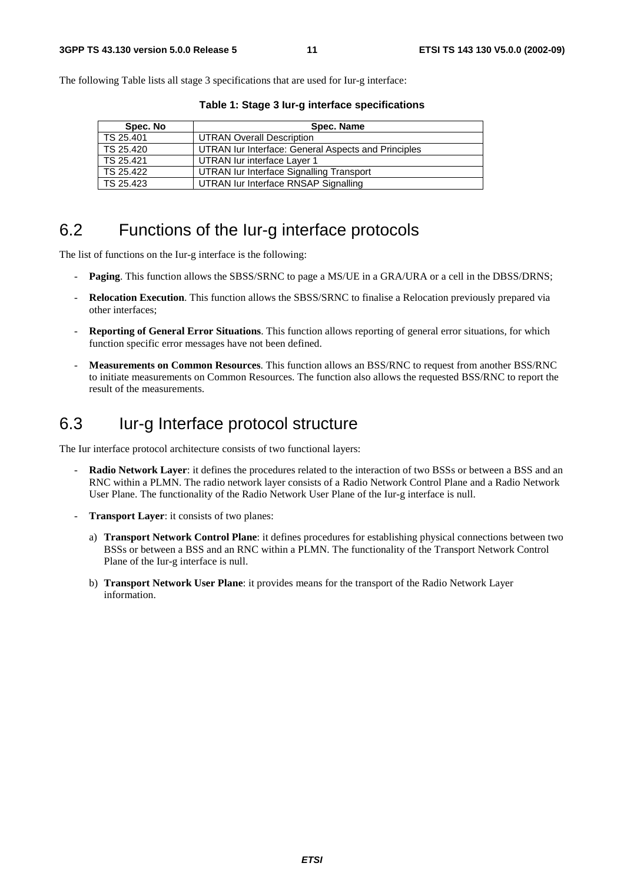The following Table lists all stage 3 specifications that are used for Iur-g interface:

**Table 1: Stage 3 Iur-g interface specifications**

| Spec. No | Spec. Name |
|---|---|
| TS 25.401 | UTRAN Overall Description |
| TS 25.420 | UTRAN Iur Interface: General Aspects and Principles |
| TS 25.421 | UTRAN Iur interface Layer 1 |
| TS 25.422 | UTRAN Iur Interface Signalling Transport |
| TS 25.423 | UTRAN Iur Interface RNSAP Signalling |

## 6.2 Functions of the Iur-g interface protocols

The list of functions on the Iur-g interface is the following:

- **Paging**. This function allows the SBSS/SRNC to page a MS/UE in a GRA/URA or a cell in the DBSS/DRNS;
- **Relocation Execution**. This function allows the SBSS/SRNC to finalise a Relocation previously prepared via other interfaces;
- **Reporting of General Error Situations**. This function allows reporting of general error situations, for which function specific error messages have not been defined.
- **Measurements on Common Resources**. This function allows an BSS/RNC to request from another BSS/RNC to initiate measurements on Common Resources. The function also allows the requested BSS/RNC to report the result of the measurements.

## 6.3 Iur-g Interface protocol structure

The Iur interface protocol architecture consists of two functional layers:

- **Radio Network Layer**: it defines the procedures related to the interaction of two BSSs or between a BSS and an RNC within a PLMN. The radio network layer consists of a Radio Network Control Plane and a Radio Network User Plane. The functionality of the Radio Network User Plane of the Iur-g interface is null.
- **Transport Layer**: it consists of two planes:
  a) **Transport Network Control Plane**: it defines procedures for establishing physical connections between two BSSs or between a BSS and an RNC within a PLMN. The functionality of the Transport Network Control Plane of the Iur-g interface is null.
  b) **Transport Network User Plane**: it provides means for the transport of the Radio Network Layer information.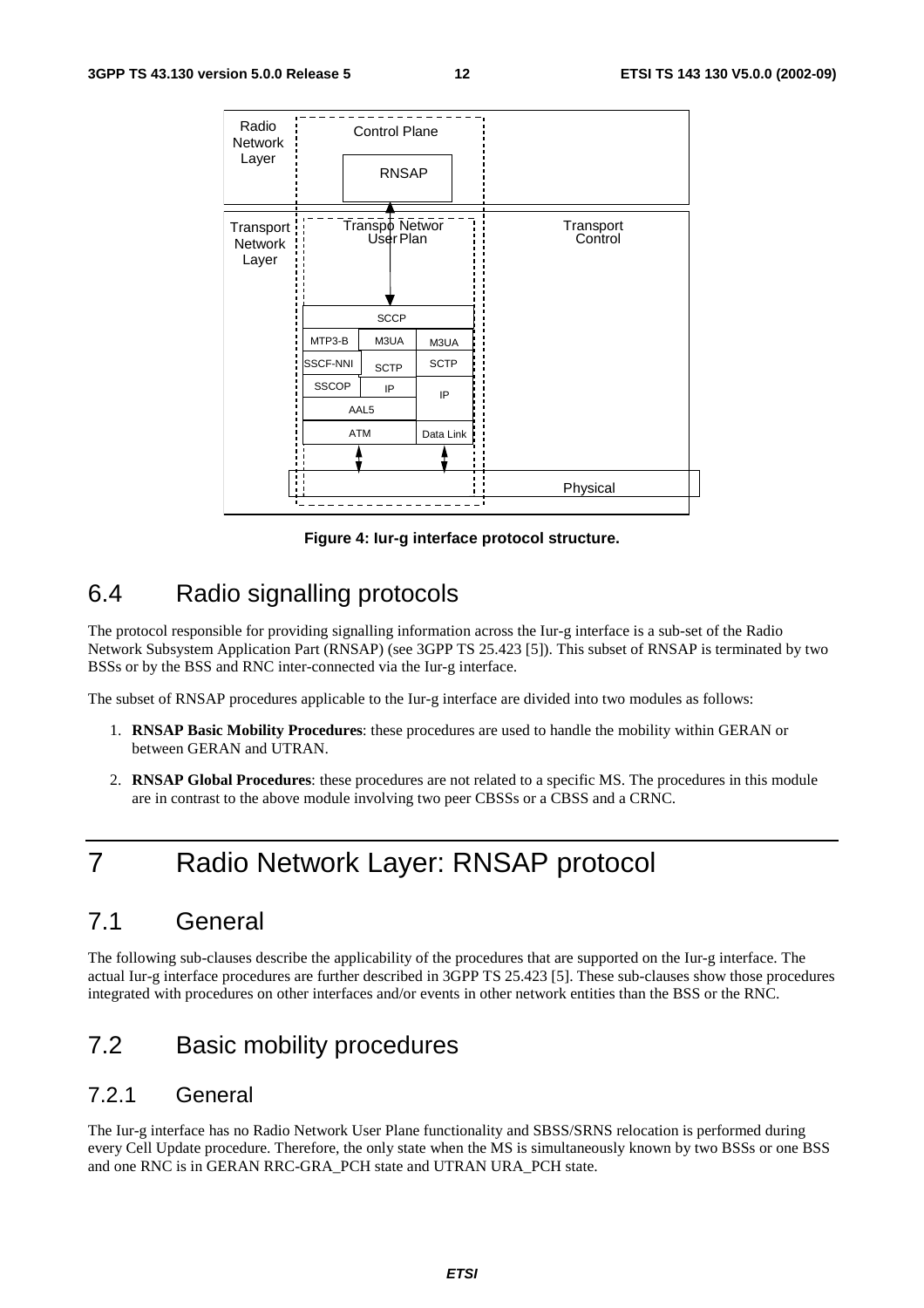**Figure 4: Iur-g interface protocol structure.**

## 6.4 Radio signalling protocols

The protocol responsible for providing signalling information across the Iur-g interface is a sub-set of the Radio Network Subsystem Application Part (RNSAP) (see 3GPP TS 25.423 [5]). This subset of RNSAP is terminated by two BSSs or by the BSS and RNC inter-connected via the Iur-g interface.

The subset of RNSAP procedures applicable to the Iur-g interface are divided into two modules as follows:

1. **RNSAP Basic Mobility Procedures**: these procedures are used to handle the mobility within GERAN or between GERAN and UTRAN.
2. **RNSAP Global Procedures**: these procedures are not related to a specific MS. The procedures in this module are in contrast to the above module involving two peer CBSSs or a CBSS and a CRNC.

# 7 Radio Network Layer: RNSAP protocol

## 7.1 General

The following sub-clauses describe the applicability of the procedures that are supported on the Iur-g interface. The actual Iur-g interface procedures are further described in 3GPP TS 25.423 [5]. These sub-clauses show those procedures integrated with procedures on other interfaces and/or events in other network entities than the BSS or the RNC.

## 7.2 Basic mobility procedures

### 7.2.1 General

The Iur-g interface has no Radio Network User Plane functionality and SBSS/SRNS relocation is performed during every Cell Update procedure. Therefore, the only state when the MS is simultaneously known by two BSSs or one BSS and one RNC is in GERAN RRC-GRA_PCH state and UTRAN URA_PCH state.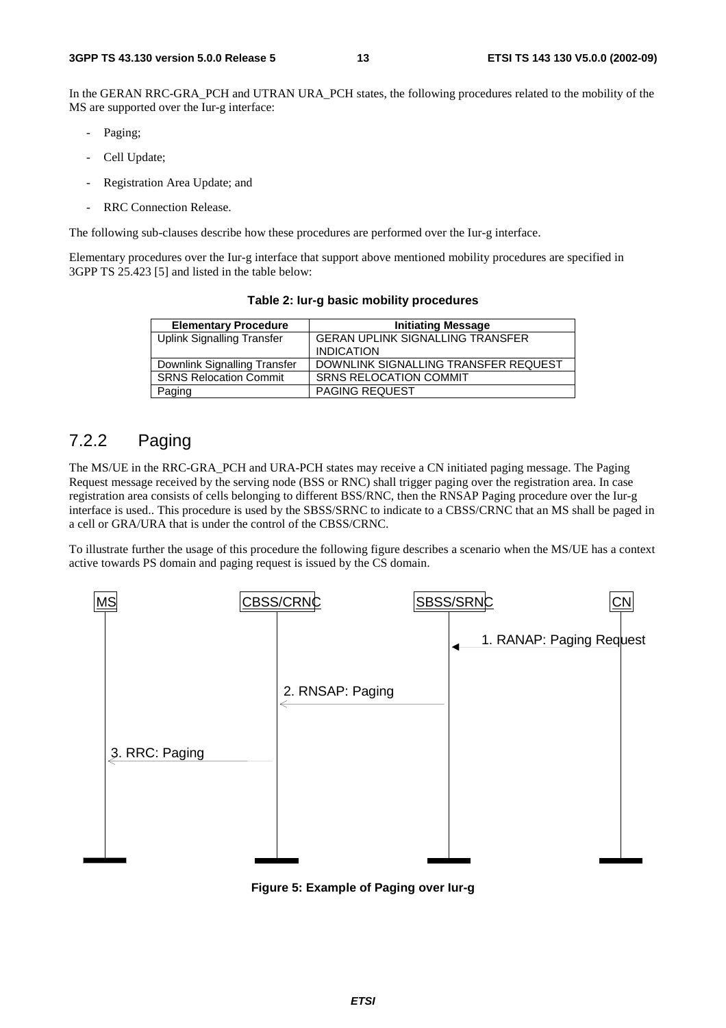In the GERAN RRC-GRA_PCH and UTRAN URA_PCH states, the following procedures related to the mobility of the MS are supported over the Iur-g interface:

- Paging;
- Cell Update;
- Registration Area Update; and
- RRC Connection Release.

The following sub-clauses describe how these procedures are performed over the Iur-g interface.

Elementary procedures over the Iur-g interface that support above mentioned mobility procedures are specified in 3GPP TS 25.423 [5] and listed in the table below:

**Table 2: Iur-g basic mobility procedures**

| Elementary Procedure | Initiating Message |
|---|---|
| Uplink Signalling Transfer | GERAN UPLINK SIGNALLING TRANSFER INDICATION |
| Downlink Signalling Transfer | DOWNLINK SIGNALLING TRANSFER REQUEST |
| SRNS Relocation Commit | SRNS RELOCATION COMMIT |
| Paging | PAGING REQUEST |

## 7.2.2 Paging

The MS/UE in the RRC-GRA_PCH and URA-PCH states may receive a CN initiated paging message. The Paging Request message received by the serving node (BSS or RNC) shall trigger paging over the registration area. In case registration area consists of cells belonging to different BSS/RNC, then the RNSAP Paging procedure over the Iur-g interface is used.. This procedure is used by the SBSS/SRNC to indicate to a CBSS/CRNC that an MS shall be paged in a cell or GRA/URA that is under the control of the CBSS/CRNC.

To illustrate further the usage of this procedure the following figure describes a scenario when the MS/UE has a context active towards PS domain and paging request is issued by the CS domain.

MS | CBSS/CRNC | SBSS/SRNC | CN

1. RANAP: Paging Request (CN → SBSS/SRNC)
2. RNSAP: Paging (SBSS/SRNC → CBSS/CRNC)
3. RRC: Paging (CBSS/CRNC → MS)

**Figure 5: Example of Paging over Iur-g**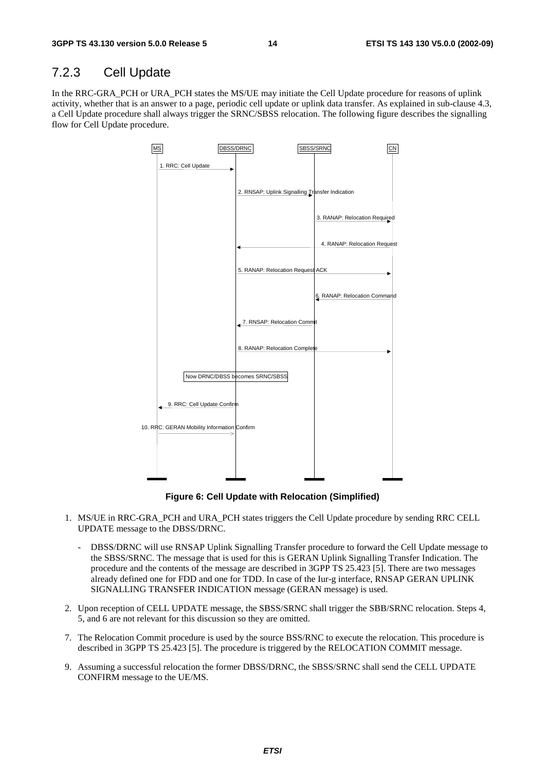### 7.2.3 Cell Update

In the RRC-GRA_PCH or URA_PCH states the MS/UE may initiate the Cell Update procedure for reasons of uplink activity, whether that is an answer to a page, periodic cell update or uplink data transfer. As explained in sub-clause 4.3, a Cell Update procedure shall always trigger the SRNC/SBSS relocation. The following figure describes the signalling flow for Cell Update procedure.

MS | DBSS/DRNC | SBSS/SRNC | CN

1. RRC: Cell Update
2. RNSAP: Uplink Signalling Transfer Indication
3. RANAP: Relocation Required
4. RANAP: Relocation Request
5. RANAP: Relocation Request ACK
6. RANAP: Relocation Command
7. RNSAP: Relocation Commit
8. RANAP: Relocation Complete

Now DRNC/DBSS becomes SRNC/SBSS

9. RRC: Cell Update Confirm
10. RRC: GERAN Mobility Information Confirm

**Figure 6: Cell Update with Relocation (Simplified)**

1. MS/UE in RRC-GRA_PCH and URA_PCH states triggers the Cell Update procedure by sending RRC CELL UPDATE message to the DBSS/DRNC.
   - DBSS/DRNC will use RNSAP Uplink Signalling Transfer procedure to forward the Cell Update message to the SBSS/SRNC. The message that is used for this is GERAN Uplink Signalling Transfer Indication. The procedure and the contents of the message are described in 3GPP TS 25.423 [5]. There are two messages already defined one for FDD and one for TDD. In case of the Iur-g interface, RNSAP GERAN UPLINK SIGNALLING TRANSFER INDICATION message (GERAN message) is used.
2. Upon reception of CELL UPDATE message, the SBSS/SRNC shall trigger the SBB/SRNC relocation. Steps 4, 5, and 6 are not relevant for this discussion so they are omitted.
7. The Relocation Commit procedure is used by the source BSS/RNC to execute the relocation. This procedure is described in 3GPP TS 25.423 [5]. The procedure is triggered by the RELOCATION COMMIT message.
9. Assuming a successful relocation the former DBSS/DRNC, the SBSS/SRNC shall send the CELL UPDATE CONFIRM message to the UE/MS.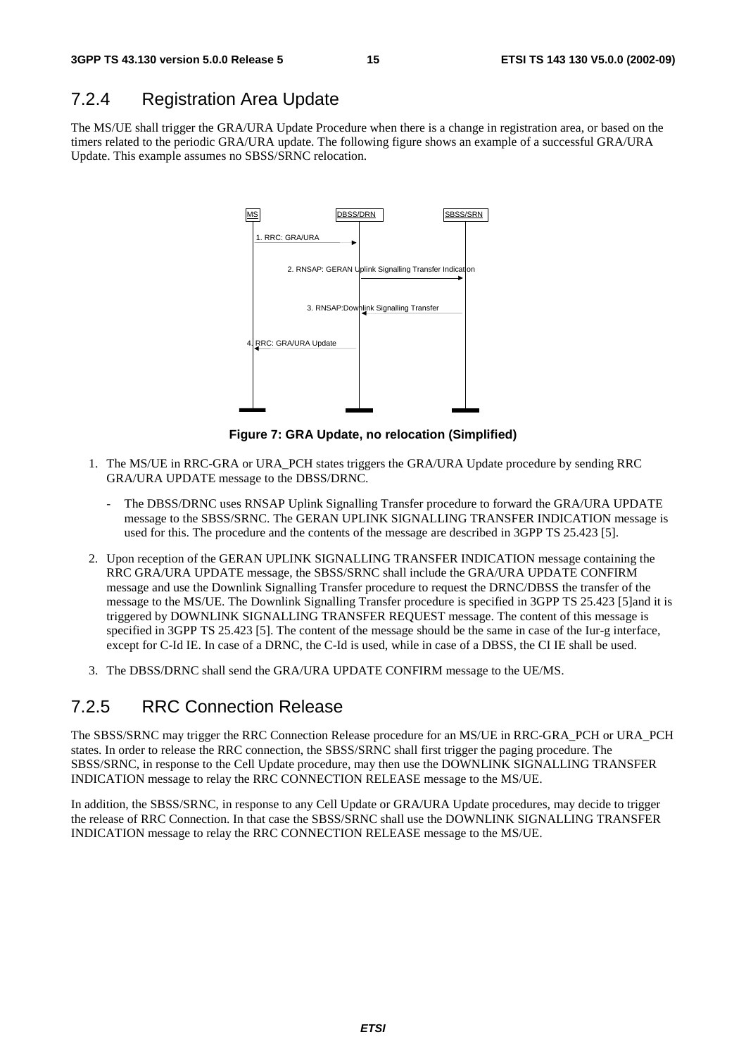### 7.2.4 Registration Area Update

The MS/UE shall trigger the GRA/URA Update Procedure when there is a change in registration area, or based on the timers related to the periodic GRA/URA update. The following figure shows an example of a successful GRA/URA Update. This example assumes no SBSS/SRNC relocation.

**Figure 7: GRA Update, no relocation (Simplified)**

1. The MS/UE in RRC-GRA or URA_PCH states triggers the GRA/URA Update procedure by sending RRC GRA/URA UPDATE message to the DBSS/DRNC.

   - The DBSS/DRNC uses RNSAP Uplink Signalling Transfer procedure to forward the GRA/URA UPDATE message to the SBSS/SRNC. The GERAN UPLINK SIGNALLING TRANSFER INDICATION message is used for this. The procedure and the contents of the message are described in 3GPP TS 25.423 [5].

2. Upon reception of the GERAN UPLINK SIGNALLING TRANSFER INDICATION message containing the RRC GRA/URA UPDATE message, the SBSS/SRNC shall include the GRA/URA UPDATE CONFIRM message and use the Downlink Signalling Transfer procedure to request the DRNC/DBSS the transfer of the message to the MS/UE. The Downlink Signalling Transfer procedure is specified in 3GPP TS 25.423 [5]and it is triggered by DOWNLINK SIGNALLING TRANSFER REQUEST message. The content of this message is specified in 3GPP TS 25.423 [5]. The content of the message should be the same in case of the Iur-g interface, except for C-Id IE. In case of a DRNC, the C-Id is used, while in case of a DBSS, the CI IE shall be used.

3. The DBSS/DRNC shall send the GRA/URA UPDATE CONFIRM message to the UE/MS.

### 7.2.5 RRC Connection Release

The SBSS/SRNC may trigger the RRC Connection Release procedure for an MS/UE in RRC-GRA_PCH or URA_PCH states. In order to release the RRC connection, the SBSS/SRNC shall first trigger the paging procedure. The SBSS/SRNC, in response to the Cell Update procedure, may then use the DOWNLINK SIGNALLING TRANSFER INDICATION message to relay the RRC CONNECTION RELEASE message to the MS/UE.

In addition, the SBSS/SRNC, in response to any Cell Update or GRA/URA Update procedures, may decide to trigger the release of RRC Connection. In that case the SBSS/SRNC shall use the DOWNLINK SIGNALLING TRANSFER INDICATION message to relay the RRC CONNECTION RELEASE message to the MS/UE.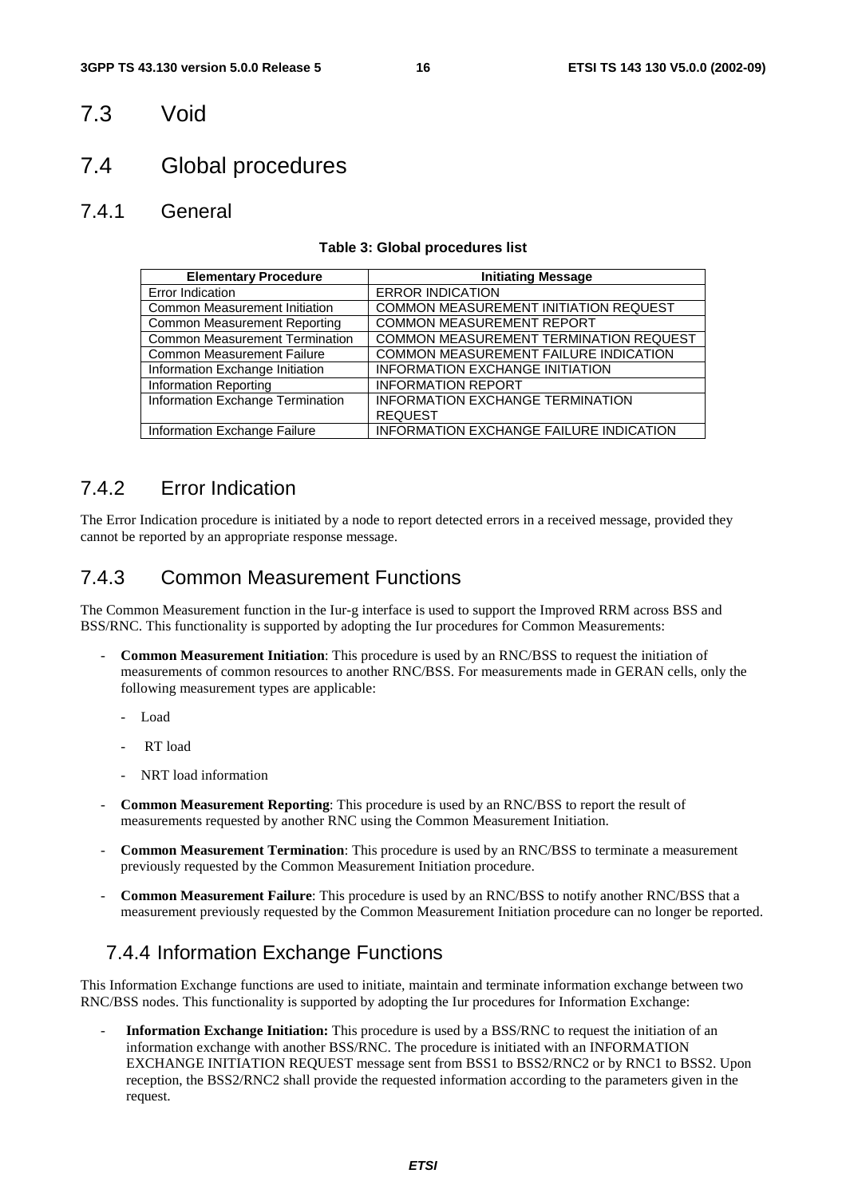## 7.3 Void

## 7.4 Global procedures

### 7.4.1 General

**Table 3: Global procedures list**

| Elementary Procedure | Initiating Message |
|---|---|
| Error Indication | ERROR INDICATION |
| Common Measurement Initiation | COMMON MEASUREMENT INITIATION REQUEST |
| Common Measurement Reporting | COMMON MEASUREMENT REPORT |
| Common Measurement Termination | COMMON MEASUREMENT TERMINATION REQUEST |
| Common Measurement Failure | COMMON MEASUREMENT FAILURE INDICATION |
| Information Exchange Initiation | INFORMATION EXCHANGE INITIATION |
| Information Reporting | INFORMATION REPORT |
| Information Exchange Termination | INFORMATION EXCHANGE TERMINATION REQUEST |
| Information Exchange Failure | INFORMATION EXCHANGE FAILURE INDICATION |

### 7.4.2 Error Indication

The Error Indication procedure is initiated by a node to report detected errors in a received message, provided they cannot be reported by an appropriate response message.

### 7.4.3 Common Measurement Functions

The Common Measurement function in the Iur-g interface is used to support the Improved RRM across BSS and BSS/RNC. This functionality is supported by adopting the Iur procedures for Common Measurements:

- **Common Measurement Initiation**: This procedure is used by an RNC/BSS to request the initiation of measurements of common resources to another RNC/BSS. For measurements made in GERAN cells, only the following measurement types are applicable:
  - Load
  - RT load
  - NRT load information
- **Common Measurement Reporting**: This procedure is used by an RNC/BSS to report the result of measurements requested by another RNC using the Common Measurement Initiation.
- **Common Measurement Termination**: This procedure is used by an RNC/BSS to terminate a measurement previously requested by the Common Measurement Initiation procedure.
- **Common Measurement Failure**: This procedure is used by an RNC/BSS to notify another RNC/BSS that a measurement previously requested by the Common Measurement Initiation procedure can no longer be reported.

### 7.4.4 Information Exchange Functions

This Information Exchange functions are used to initiate, maintain and terminate information exchange between two RNC/BSS nodes. This functionality is supported by adopting the Iur procedures for Information Exchange:

- **Information Exchange Initiation:** This procedure is used by a BSS/RNC to request the initiation of an information exchange with another BSS/RNC. The procedure is initiated with an INFORMATION EXCHANGE INITIATION REQUEST message sent from BSS1 to BSS2/RNC2 or by RNC1 to BSS2. Upon reception, the BSS2/RNC2 shall provide the requested information according to the parameters given in the request.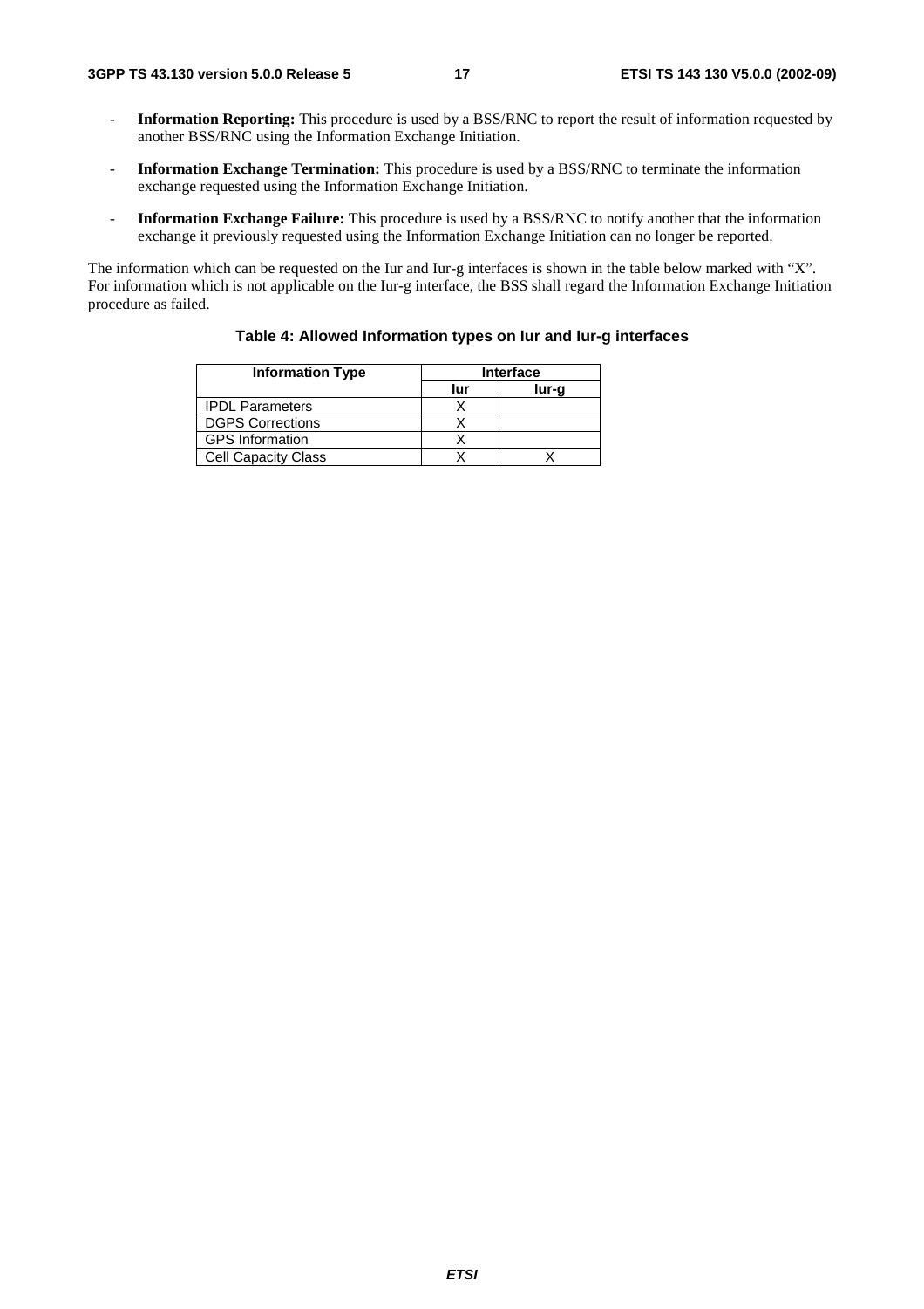- **Information Reporting:** This procedure is used by a BSS/RNC to report the result of information requested by another BSS/RNC using the Information Exchange Initiation.

- **Information Exchange Termination:** This procedure is used by a BSS/RNC to terminate the information exchange requested using the Information Exchange Initiation.

- **Information Exchange Failure:** This procedure is used by a BSS/RNC to notify another that the information exchange it previously requested using the Information Exchange Initiation can no longer be reported.

The information which can be requested on the Iur and Iur-g interfaces is shown in the table below marked with "X". For information which is not applicable on the Iur-g interface, the BSS shall regard the Information Exchange Initiation procedure as failed.

**Table 4: Allowed Information types on Iur and Iur-g interfaces**

| Information Type | Interface | |
|---|---|---|
| | Iur | Iur-g |
| IPDL Parameters | X | |
| DGPS Corrections | X | |
| GPS Information | X | |
| Cell Capacity Class | X | X |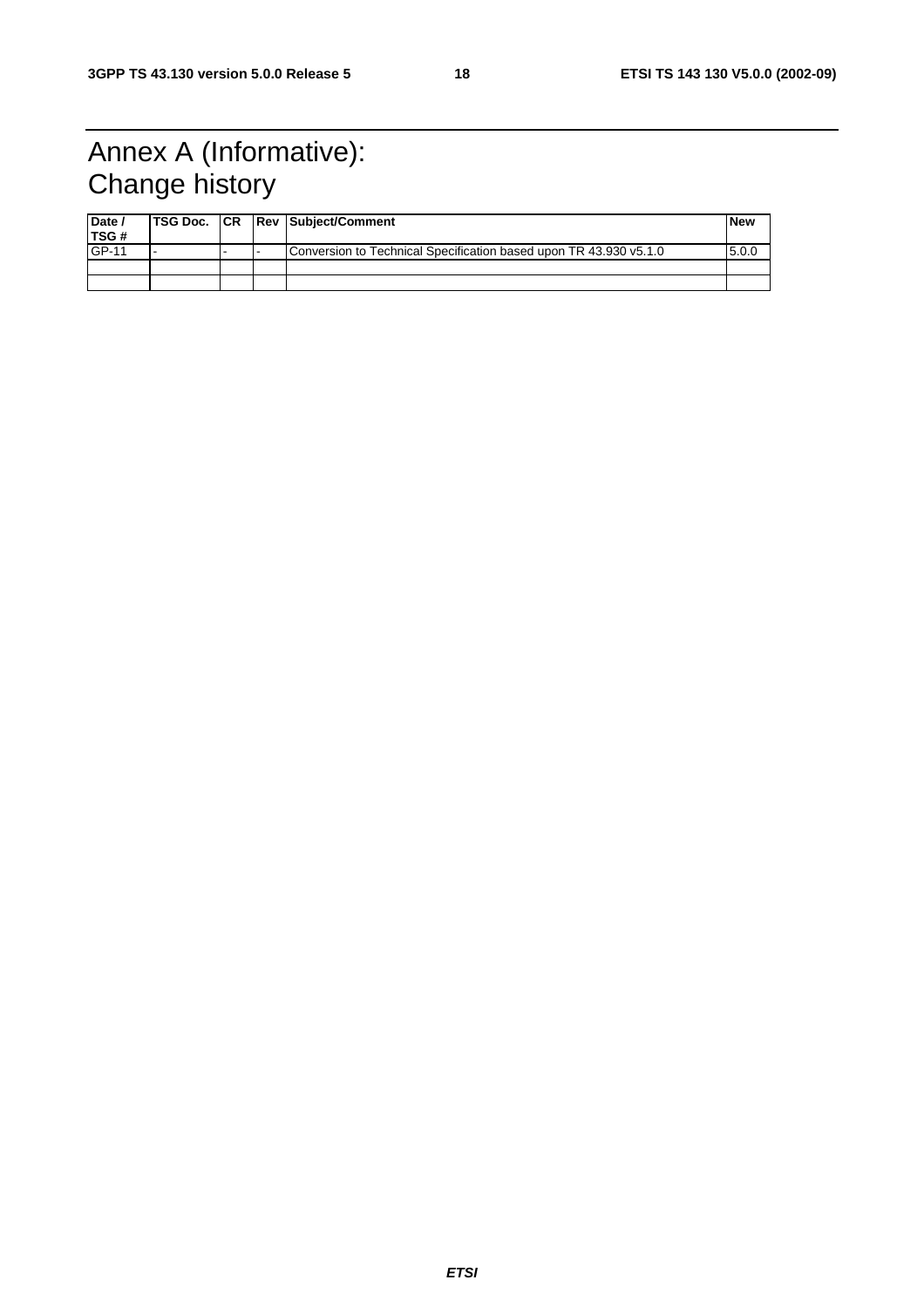# Annex A (Informative): Change history

| Date / TSG # | TSG Doc. | CR | Rev | Subject/Comment | New |
|---|---|---|---|---|---|
| GP-11 | - | - | - | Conversion to Technical Specification based upon TR 43.930 v5.1.0 | 5.0.0 |
| | | | | | |
| | | | | | |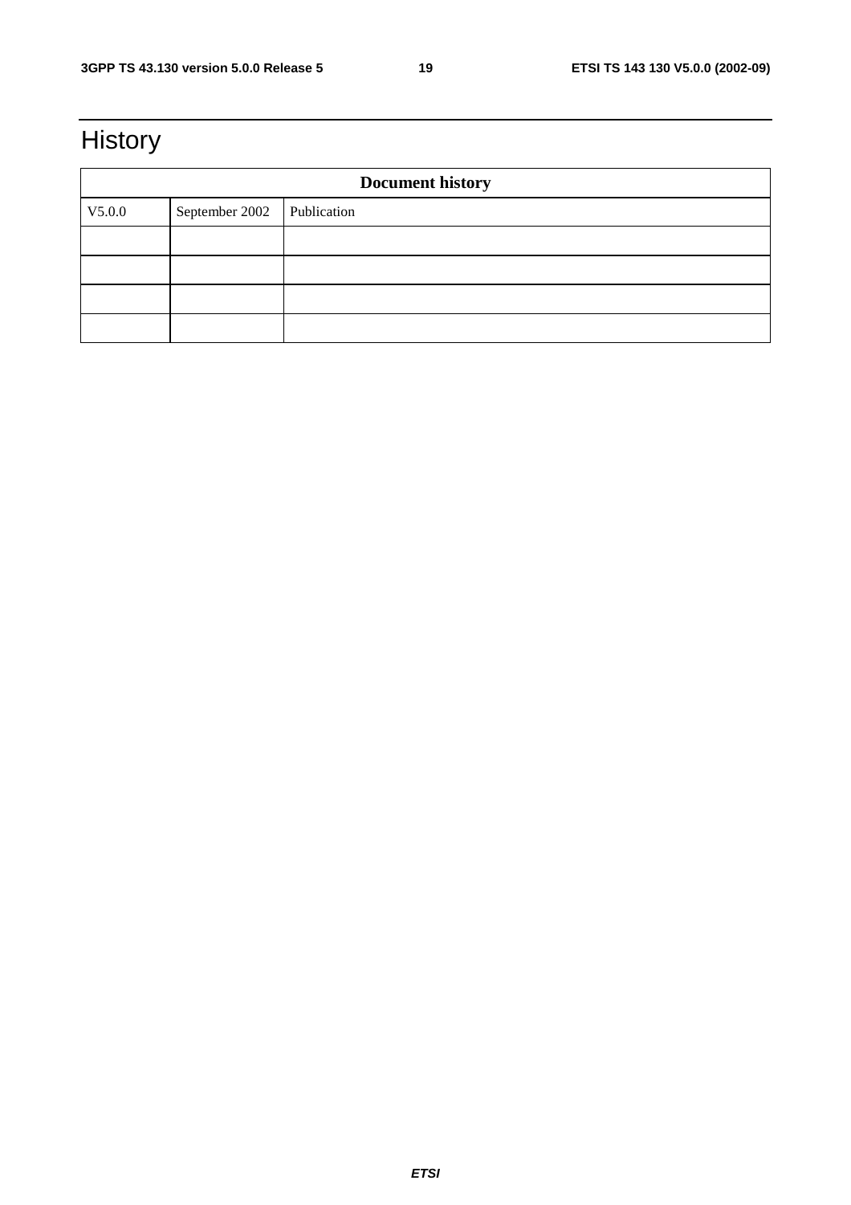# History

| Document history | | |
|---|---|---|
| V5.0.0 | September 2002 | Publication |
| | | |
| | | |
| | | |
| | | |